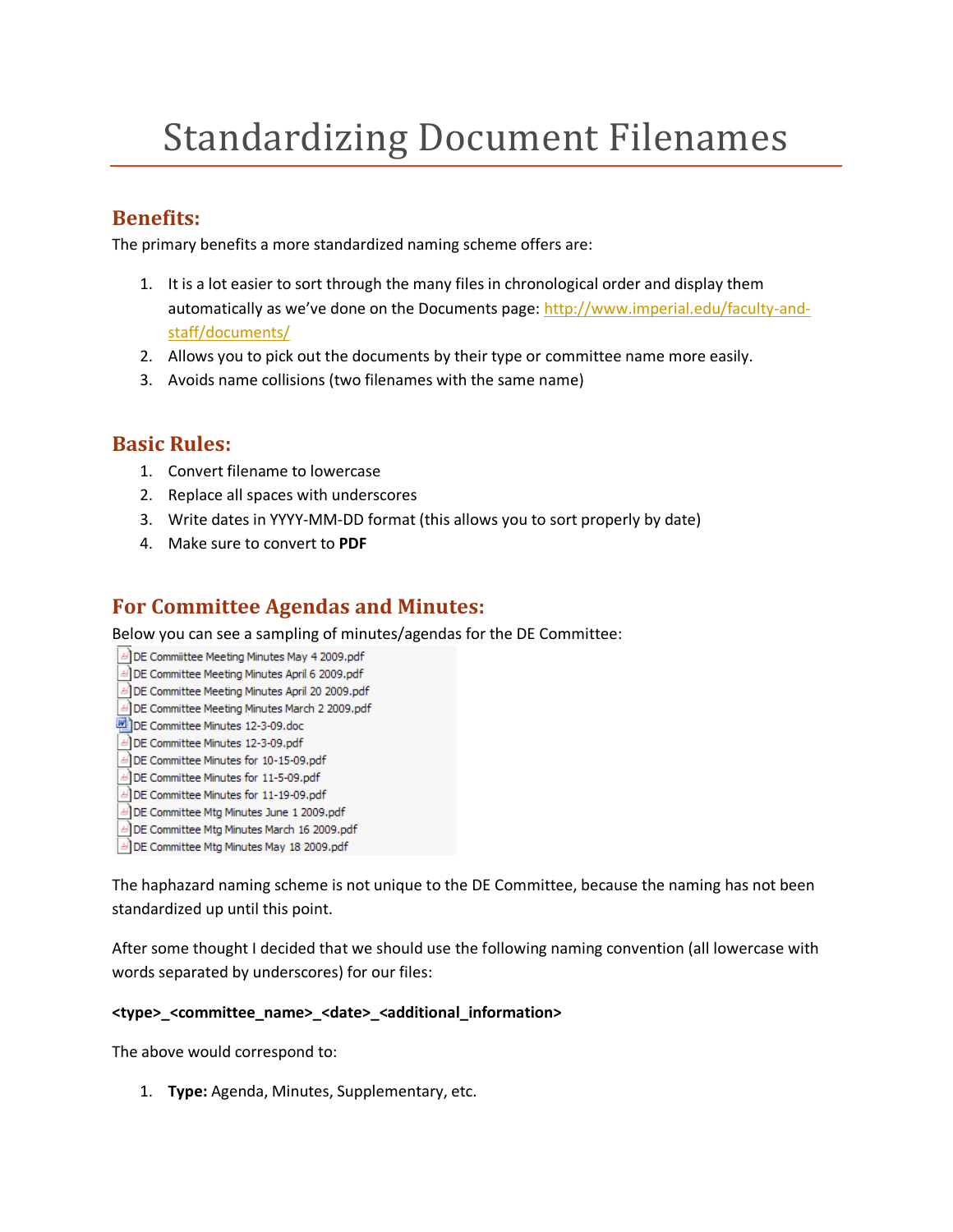# Standardizing Document Filenames

## Benefits:

The primary benefits a more standardized naming scheme offers are:

1. It is a lot easier to sort through the many files in chronological order and display them automatically as we've done on the Documents page: http://www.imperial.edu/faculty-and-staff/documents/
2. Allows you to pick out the documents by their type or committee name more easily.
3. Avoids name collisions (two filenames with the same name)

## Basic Rules:

1. Convert filename to lowercase
2. Replace all spaces with underscores
3. Write dates in YYYY-MM-DD format (this allows you to sort properly by date)
4. Make sure to convert to **PDF**

## For Committee Agendas and Minutes:

Below you can see a sampling of minutes/agendas for the DE Committee:

```
DE Commiittee Meeting Minutes May 4 2009.pdf
DE Committee Meeting Minutes April 6 2009.pdf
DE Committee Meeting Minutes April 20 2009.pdf
DE Committee Meeting Minutes March 2 2009.pdf
DE Committee Minutes 12-3-09.doc
DE Committee Minutes 12-3-09.pdf
DE Committee Minutes for 10-15-09.pdf
DE Committee Minutes for 11-5-09.pdf
DE Committee Minutes for 11-19-09.pdf
DE Committee Mtg Minutes June 1 2009.pdf
DE Committee Mtg Minutes March 16 2009.pdf
DE Committee Mtg Minutes May 18 2009.pdf
```

The haphazard naming scheme is not unique to the DE Committee, because the naming has not been standardized up until this point.

After some thought I decided that we should use the following naming convention (all lowercase with words separated by underscores) for our files:

**<type>_<committee_name>_<date>_<additional_information>**

The above would correspond to:

1. **Type:** Agenda, Minutes, Supplementary, etc.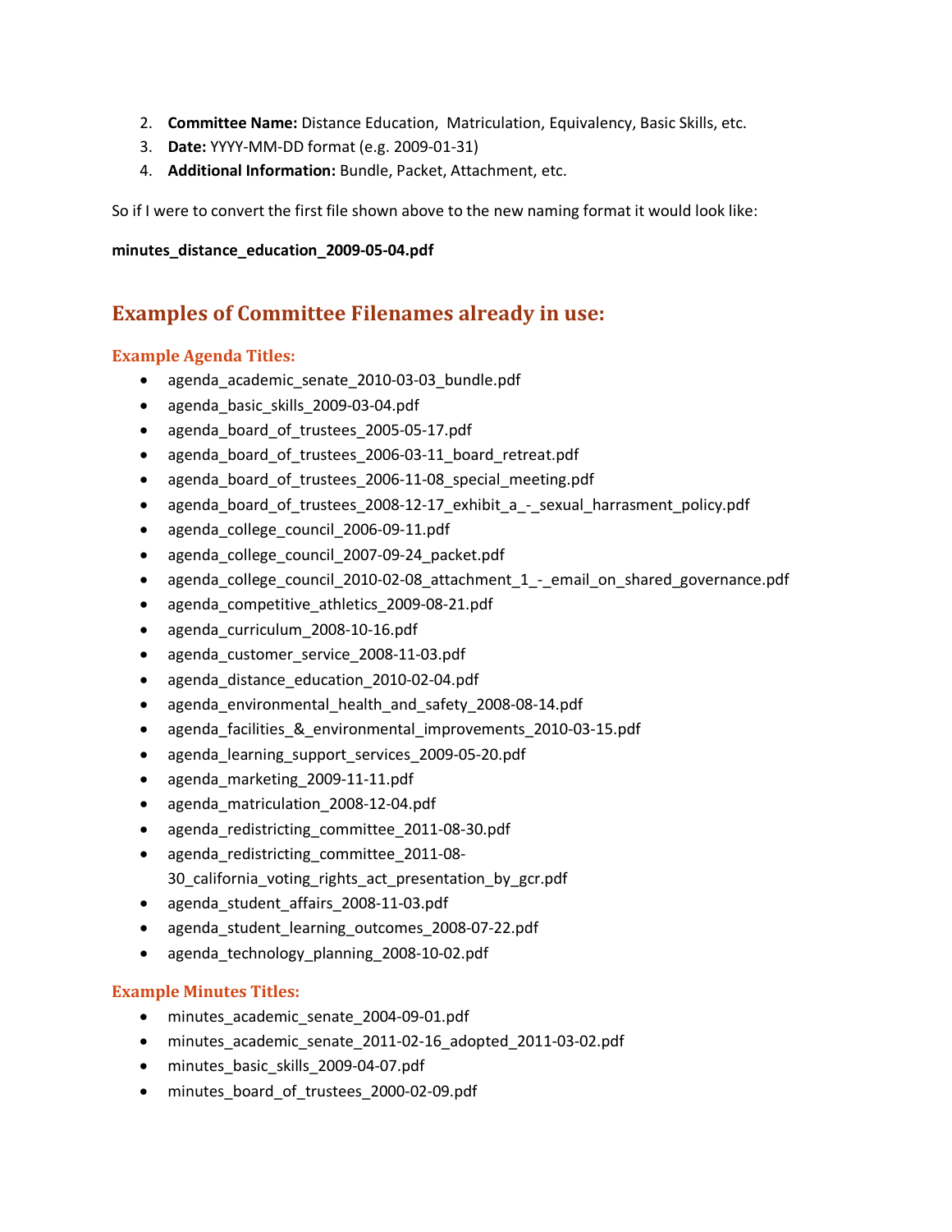2. **Committee Name:** Distance Education,  Matriculation, Equivalency, Basic Skills, etc.
3. **Date:** YYYY-MM-DD format (e.g. 2009-01-31)
4. **Additional Information:** Bundle, Packet, Attachment, etc.

So if I were to convert the first file shown above to the new naming format it would look like:

**minutes_distance_education_2009-05-04.pdf**

## Examples of Committee Filenames already in use:

### Example Agenda Titles:

- agenda_academic_senate_2010-03-03_bundle.pdf
- agenda_basic_skills_2009-03-04.pdf
- agenda_board_of_trustees_2005-05-17.pdf
- agenda_board_of_trustees_2006-03-11_board_retreat.pdf
- agenda_board_of_trustees_2006-11-08_special_meeting.pdf
- agenda_board_of_trustees_2008-12-17_exhibit_a_-_sexual_harrasment_policy.pdf
- agenda_college_council_2006-09-11.pdf
- agenda_college_council_2007-09-24_packet.pdf
- agenda_college_council_2010-02-08_attachment_1_-_email_on_shared_governance.pdf
- agenda_competitive_athletics_2009-08-21.pdf
- agenda_curriculum_2008-10-16.pdf
- agenda_customer_service_2008-11-03.pdf
- agenda_distance_education_2010-02-04.pdf
- agenda_environmental_health_and_safety_2008-08-14.pdf
- agenda_facilities_&_environmental_improvements_2010-03-15.pdf
- agenda_learning_support_services_2009-05-20.pdf
- agenda_marketing_2009-11-11.pdf
- agenda_matriculation_2008-12-04.pdf
- agenda_redistricting_committee_2011-08-30.pdf
- agenda_redistricting_committee_2011-08-30_california_voting_rights_act_presentation_by_gcr.pdf
- agenda_student_affairs_2008-11-03.pdf
- agenda_student_learning_outcomes_2008-07-22.pdf
- agenda_technology_planning_2008-10-02.pdf

### Example Minutes Titles:

- minutes_academic_senate_2004-09-01.pdf
- minutes_academic_senate_2011-02-16_adopted_2011-03-02.pdf
- minutes_basic_skills_2009-04-07.pdf
- minutes_board_of_trustees_2000-02-09.pdf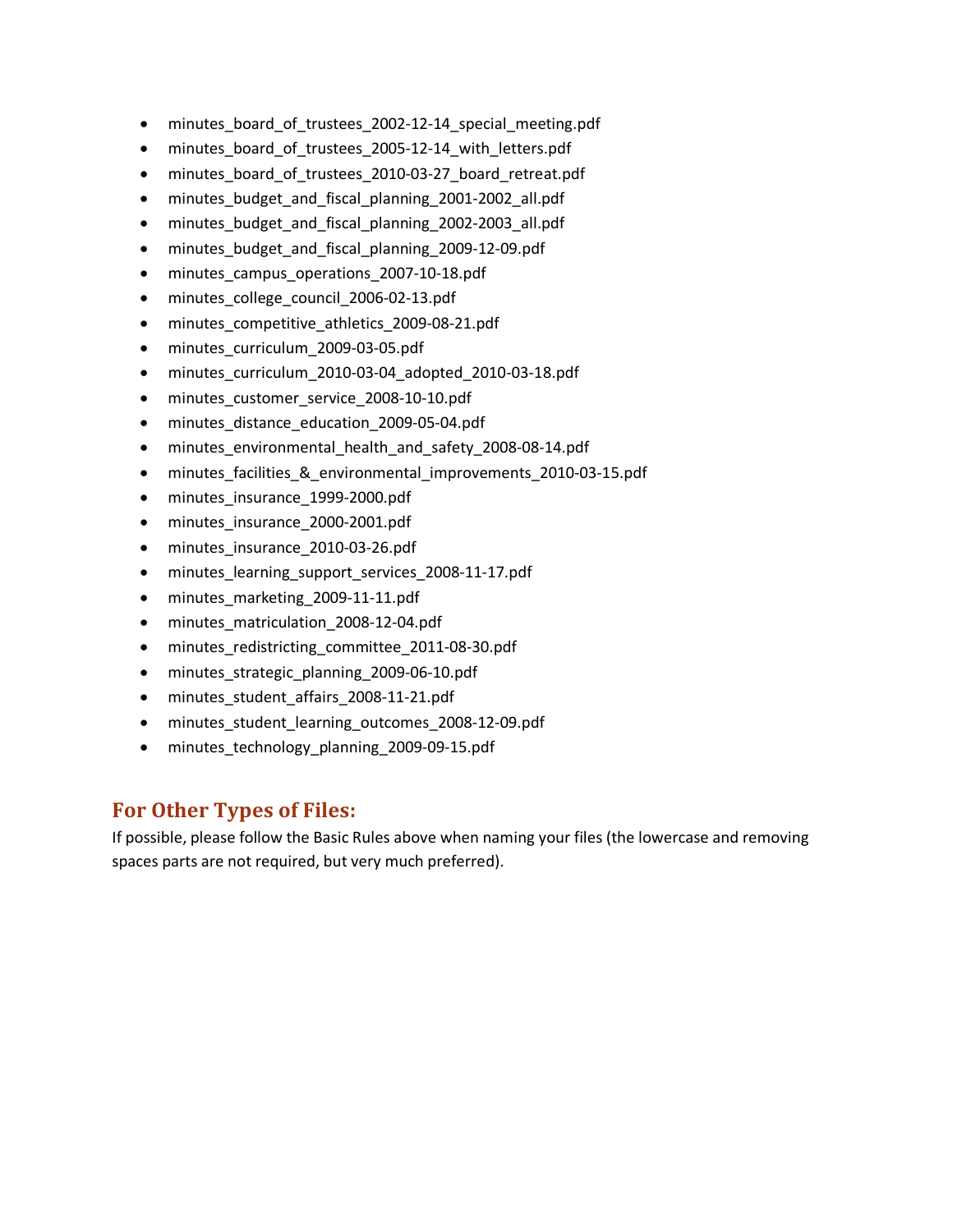- minutes_board_of_trustees_2002-12-14_special_meeting.pdf
- minutes_board_of_trustees_2005-12-14_with_letters.pdf
- minutes_board_of_trustees_2010-03-27_board_retreat.pdf
- minutes_budget_and_fiscal_planning_2001-2002_all.pdf
- minutes_budget_and_fiscal_planning_2002-2003_all.pdf
- minutes_budget_and_fiscal_planning_2009-12-09.pdf
- minutes_campus_operations_2007-10-18.pdf
- minutes_college_council_2006-02-13.pdf
- minutes_competitive_athletics_2009-08-21.pdf
- minutes_curriculum_2009-03-05.pdf
- minutes_curriculum_2010-03-04_adopted_2010-03-18.pdf
- minutes_customer_service_2008-10-10.pdf
- minutes_distance_education_2009-05-04.pdf
- minutes_environmental_health_and_safety_2008-08-14.pdf
- minutes_facilities_&_environmental_improvements_2010-03-15.pdf
- minutes_insurance_1999-2000.pdf
- minutes_insurance_2000-2001.pdf
- minutes_insurance_2010-03-26.pdf
- minutes_learning_support_services_2008-11-17.pdf
- minutes_marketing_2009-11-11.pdf
- minutes_matriculation_2008-12-04.pdf
- minutes_redistricting_committee_2011-08-30.pdf
- minutes_strategic_planning_2009-06-10.pdf
- minutes_student_affairs_2008-11-21.pdf
- minutes_student_learning_outcomes_2008-12-09.pdf
- minutes_technology_planning_2009-09-15.pdf

## For Other Types of Files:

If possible, please follow the Basic Rules above when naming your files (the lowercase and removing spaces parts are not required, but very much preferred).